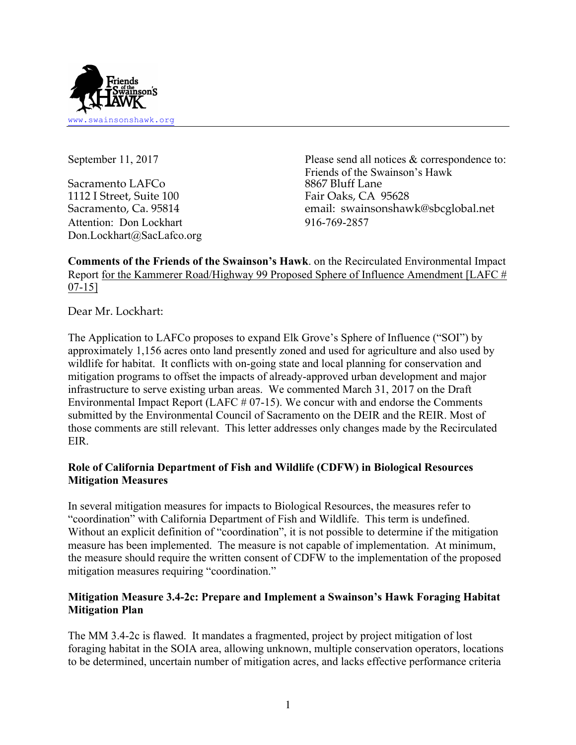www.swainsonshawk.org

September 11, 2017

Sacramento LAFCo
1112 I Street, Suite 100
Sacramento, Ca. 95814
Attention: Don Lockhart
Don.Lockhart@SacLafco.org

Please send all notices & correspondence to:
Friends of the Swainson's Hawk
8867 Bluff Lane
Fair Oaks, CA 95628
email: swainsonshawk@sbcglobal.net
916-769-2857

**Comments of the Friends of the Swainson's Hawk**. on the Recirculated Environmental Impact Report for the Kammerer Road/Highway 99 Proposed Sphere of Influence Amendment [LAFC # 07-15]

Dear Mr. Lockhart:

The Application to LAFCo proposes to expand Elk Grove's Sphere of Influence ("SOI") by approximately 1,156 acres onto land presently zoned and used for agriculture and also used by wildlife for habitat. It conflicts with on-going state and local planning for conservation and mitigation programs to offset the impacts of already-approved urban development and major infrastructure to serve existing urban areas. We commented March 31, 2017 on the Draft Environmental Impact Report (LAFC # 07-15). We concur with and endorse the Comments submitted by the Environmental Council of Sacramento on the DEIR and the REIR. Most of those comments are still relevant. This letter addresses only changes made by the Recirculated EIR.

**Role of California Department of Fish and Wildlife (CDFW) in Biological Resources Mitigation Measures**

In several mitigation measures for impacts to Biological Resources, the measures refer to "coordination" with California Department of Fish and Wildlife. This term is undefined. Without an explicit definition of "coordination", it is not possible to determine if the mitigation measure has been implemented. The measure is not capable of implementation. At minimum, the measure should require the written consent of CDFW to the implementation of the proposed mitigation measures requiring "coordination."

**Mitigation Measure 3.4-2c: Prepare and Implement a Swainson's Hawk Foraging Habitat Mitigation Plan**

The MM 3.4-2c is flawed. It mandates a fragmented, project by project mitigation of lost foraging habitat in the SOIA area, allowing unknown, multiple conservation operators, locations to be determined, uncertain number of mitigation acres, and lacks effective performance criteria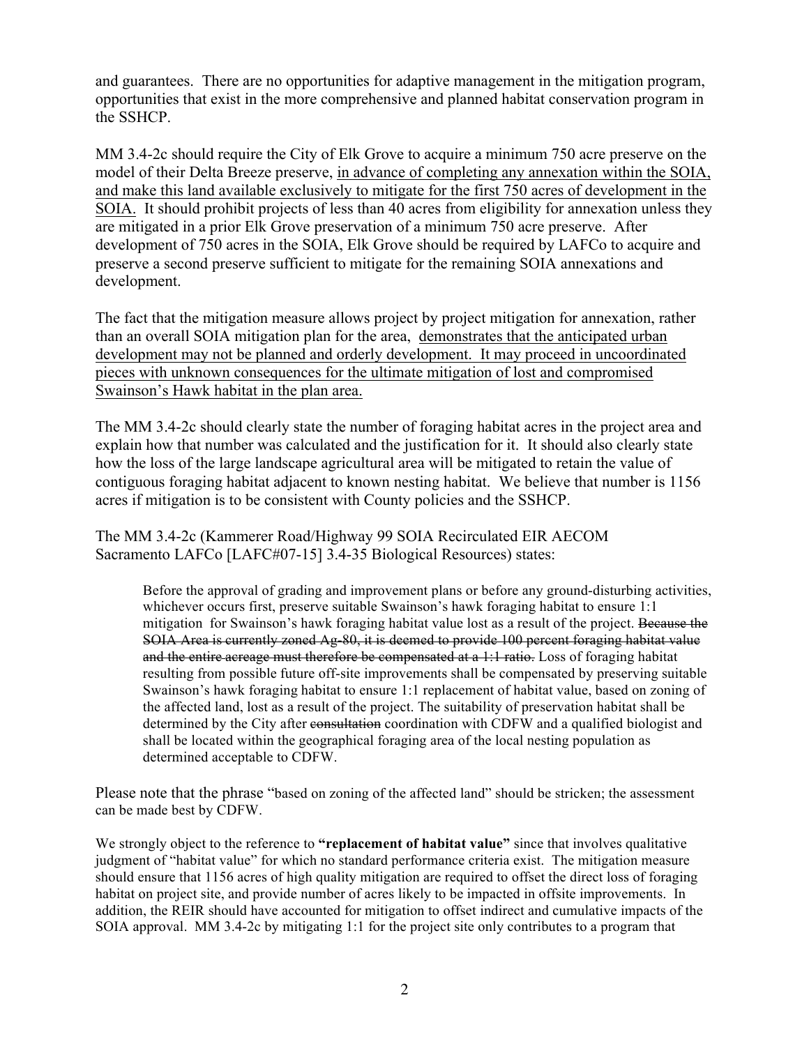and guarantees. There are no opportunities for adaptive management in the mitigation program, opportunities that exist in the more comprehensive and planned habitat conservation program in the SSHCP.

MM 3.4-2c should require the City of Elk Grove to acquire a minimum 750 acre preserve on the model of their Delta Breeze preserve, <u>in advance of completing any annexation within the SOIA, and make this land available exclusively to mitigate for the first 750 acres of development in the SOIA.</u> It should prohibit projects of less than 40 acres from eligibility for annexation unless they are mitigated in a prior Elk Grove preservation of a minimum 750 acre preserve. After development of 750 acres in the SOIA, Elk Grove should be required by LAFCo to acquire and preserve a second preserve sufficient to mitigate for the remaining SOIA annexations and development.

The fact that the mitigation measure allows project by project mitigation for annexation, rather than an overall SOIA mitigation plan for the area, <u>demonstrates that the anticipated urban development may not be planned and orderly development. It may proceed in uncoordinated pieces with unknown consequences for the ultimate mitigation of lost and compromised Swainson's Hawk habitat in the plan area.</u>

The MM 3.4-2c should clearly state the number of foraging habitat acres in the project area and explain how that number was calculated and the justification for it. It should also clearly state how the loss of the large landscape agricultural area will be mitigated to retain the value of contiguous foraging habitat adjacent to known nesting habitat. We believe that number is 1156 acres if mitigation is to be consistent with County policies and the SSHCP.

The MM 3.4-2c (Kammerer Road/Highway 99 SOIA Recirculated EIR AECOM Sacramento LAFCo [LAFC#07-15] 3.4-35 Biological Resources) states:

> Before the approval of grading and improvement plans or before any ground-disturbing activities, whichever occurs first, preserve suitable Swainson's hawk foraging habitat to ensure 1:1 mitigation for Swainson's hawk foraging habitat value lost as a result of the project. ~~Because the SOIA Area is currently zoned Ag-80, it is deemed to provide 100 percent foraging habitat value and the entire acreage must therefore be compensated at a 1:1 ratio.~~ Loss of foraging habitat resulting from possible future off-site improvements shall be compensated by preserving suitable Swainson's hawk foraging habitat to ensure 1:1 replacement of habitat value, based on zoning of the affected land, lost as a result of the project. The suitability of preservation habitat shall be determined by the City after ~~consultation~~ coordination with CDFW and a qualified biologist and shall be located within the geographical foraging area of the local nesting population as determined acceptable to CDFW.

Please note that the phrase "based on zoning of the affected land" should be stricken; the assessment can be made best by CDFW.

We strongly object to the reference to **"replacement of habitat value"** since that involves qualitative judgment of "habitat value" for which no standard performance criteria exist. The mitigation measure should ensure that 1156 acres of high quality mitigation are required to offset the direct loss of foraging habitat on project site, and provide number of acres likely to be impacted in offsite improvements. In addition, the REIR should have accounted for mitigation to offset indirect and cumulative impacts of the SOIA approval. MM 3.4-2c by mitigating 1:1 for the project site only contributes to a program that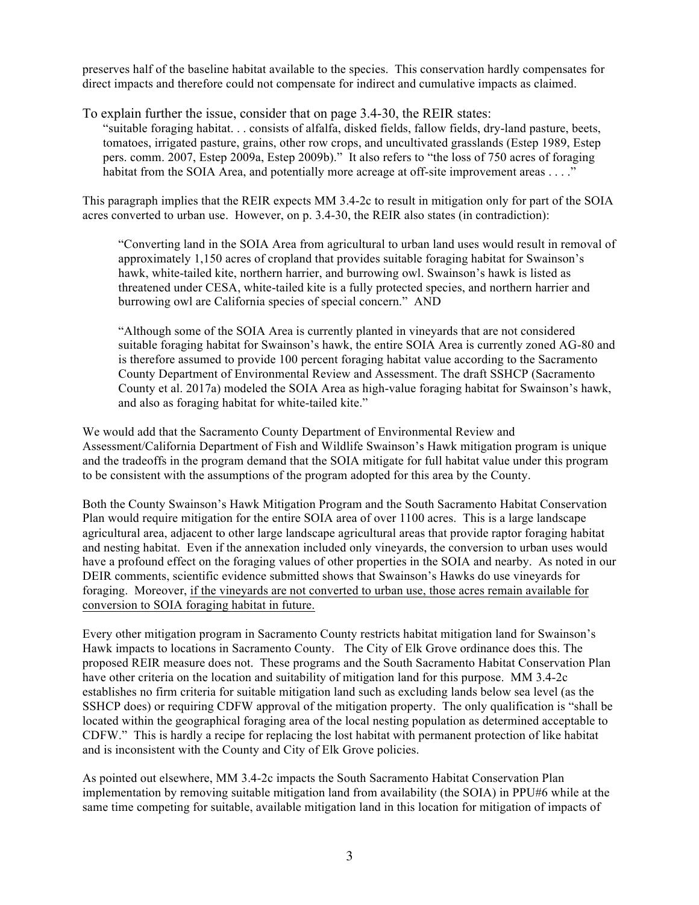preserves half of the baseline habitat available to the species. This conservation hardly compensates for direct impacts and therefore could not compensate for indirect and cumulative impacts as claimed.

To explain further the issue, consider that on page 3.4-30, the REIR states:

> "suitable foraging habitat. . . consists of alfalfa, disked fields, fallow fields, dry-land pasture, beets, tomatoes, irrigated pasture, grains, other row crops, and uncultivated grasslands (Estep 1989, Estep pers. comm. 2007, Estep 2009a, Estep 2009b)." It also refers to "the loss of 750 acres of foraging habitat from the SOIA Area, and potentially more acreage at off-site improvement areas . . . ."

This paragraph implies that the REIR expects MM 3.4-2c to result in mitigation only for part of the SOIA acres converted to urban use. However, on p. 3.4-30, the REIR also states (in contradiction):

> "Converting land in the SOIA Area from agricultural to urban land uses would result in removal of approximately 1,150 acres of cropland that provides suitable foraging habitat for Swainson's hawk, white-tailed kite, northern harrier, and burrowing owl. Swainson's hawk is listed as threatened under CESA, white-tailed kite is a fully protected species, and northern harrier and burrowing owl are California species of special concern." AND
>
> "Although some of the SOIA Area is currently planted in vineyards that are not considered suitable foraging habitat for Swainson's hawk, the entire SOIA Area is currently zoned AG-80 and is therefore assumed to provide 100 percent foraging habitat value according to the Sacramento County Department of Environmental Review and Assessment. The draft SSHCP (Sacramento County et al. 2017a) modeled the SOIA Area as high-value foraging habitat for Swainson's hawk, and also as foraging habitat for white-tailed kite."

We would add that the Sacramento County Department of Environmental Review and Assessment/California Department of Fish and Wildlife Swainson's Hawk mitigation program is unique and the tradeoffs in the program demand that the SOIA mitigate for full habitat value under this program to be consistent with the assumptions of the program adopted for this area by the County.

Both the County Swainson's Hawk Mitigation Program and the South Sacramento Habitat Conservation Plan would require mitigation for the entire SOIA area of over 1100 acres. This is a large landscape agricultural area, adjacent to other large landscape agricultural areas that provide raptor foraging habitat and nesting habitat. Even if the annexation included only vineyards, the conversion to urban uses would have a profound effect on the foraging values of other properties in the SOIA and nearby. As noted in our DEIR comments, scientific evidence submitted shows that Swainson's Hawks do use vineyards for foraging. Moreover, <u>if the vineyards are not converted to urban use, those acres remain available for conversion to SOIA foraging habitat in future.</u>

Every other mitigation program in Sacramento County restricts habitat mitigation land for Swainson's Hawk impacts to locations in Sacramento County. The City of Elk Grove ordinance does this. The proposed REIR measure does not. These programs and the South Sacramento Habitat Conservation Plan have other criteria on the location and suitability of mitigation land for this purpose. MM 3.4-2c establishes no firm criteria for suitable mitigation land such as excluding lands below sea level (as the SSHCP does) or requiring CDFW approval of the mitigation property. The only qualification is "shall be located within the geographical foraging area of the local nesting population as determined acceptable to CDFW." This is hardly a recipe for replacing the lost habitat with permanent protection of like habitat and is inconsistent with the County and City of Elk Grove policies.

As pointed out elsewhere, MM 3.4-2c impacts the South Sacramento Habitat Conservation Plan implementation by removing suitable mitigation land from availability (the SOIA) in PPU#6 while at the same time competing for suitable, available mitigation land in this location for mitigation of impacts of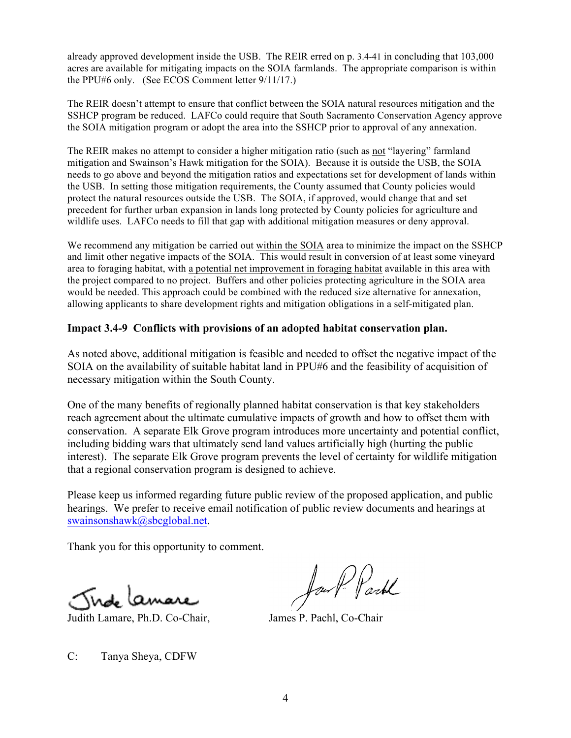already approved development inside the USB. The REIR erred on p. 3.4-41 in concluding that 103,000 acres are available for mitigating impacts on the SOIA farmlands. The appropriate comparison is within the PPU#6 only. (See ECOS Comment letter 9/11/17.)

The REIR doesn't attempt to ensure that conflict between the SOIA natural resources mitigation and the SSHCP program be reduced. LAFCo could require that South Sacramento Conservation Agency approve the SOIA mitigation program or adopt the area into the SSHCP prior to approval of any annexation.

The REIR makes no attempt to consider a higher mitigation ratio (such as <u>not</u> "layering" farmland mitigation and Swainson's Hawk mitigation for the SOIA). Because it is outside the USB, the SOIA needs to go above and beyond the mitigation ratios and expectations set for development of lands within the USB. In setting those mitigation requirements, the County assumed that County policies would protect the natural resources outside the USB. The SOIA, if approved, would change that and set precedent for further urban expansion in lands long protected by County policies for agriculture and wildlife uses. LAFCo needs to fill that gap with additional mitigation measures or deny approval.

We recommend any mitigation be carried out <u>within the SOIA</u> area to minimize the impact on the SSHCP and limit other negative impacts of the SOIA. This would result in conversion of at least some vineyard area to foraging habitat, with <u>a potential net improvement in foraging habitat</u> available in this area with the project compared to no project. Buffers and other policies protecting agriculture in the SOIA area would be needed. This approach could be combined with the reduced size alternative for annexation, allowing applicants to share development rights and mitigation obligations in a self-mitigated plan.

**Impact 3.4-9 Conflicts with provisions of an adopted habitat conservation plan.**

As noted above, additional mitigation is feasible and needed to offset the negative impact of the SOIA on the availability of suitable habitat land in PPU#6 and the feasibility of acquisition of necessary mitigation within the South County.

One of the many benefits of regionally planned habitat conservation is that key stakeholders reach agreement about the ultimate cumulative impacts of growth and how to offset them with conservation. A separate Elk Grove program introduces more uncertainty and potential conflict, including bidding wars that ultimately send land values artificially high (hurting the public interest). The separate Elk Grove program prevents the level of certainty for wildlife mitigation that a regional conservation program is designed to achieve.

Please keep us informed regarding future public review of the proposed application, and public hearings. We prefer to receive email notification of public review documents and hearings at swainsonshawk@sbcglobal.net.

Thank you for this opportunity to comment.

Judith Lamare, Ph.D. Co-Chair,

James P. Pachl, Co-Chair

C: Tanya Sheya, CDFW